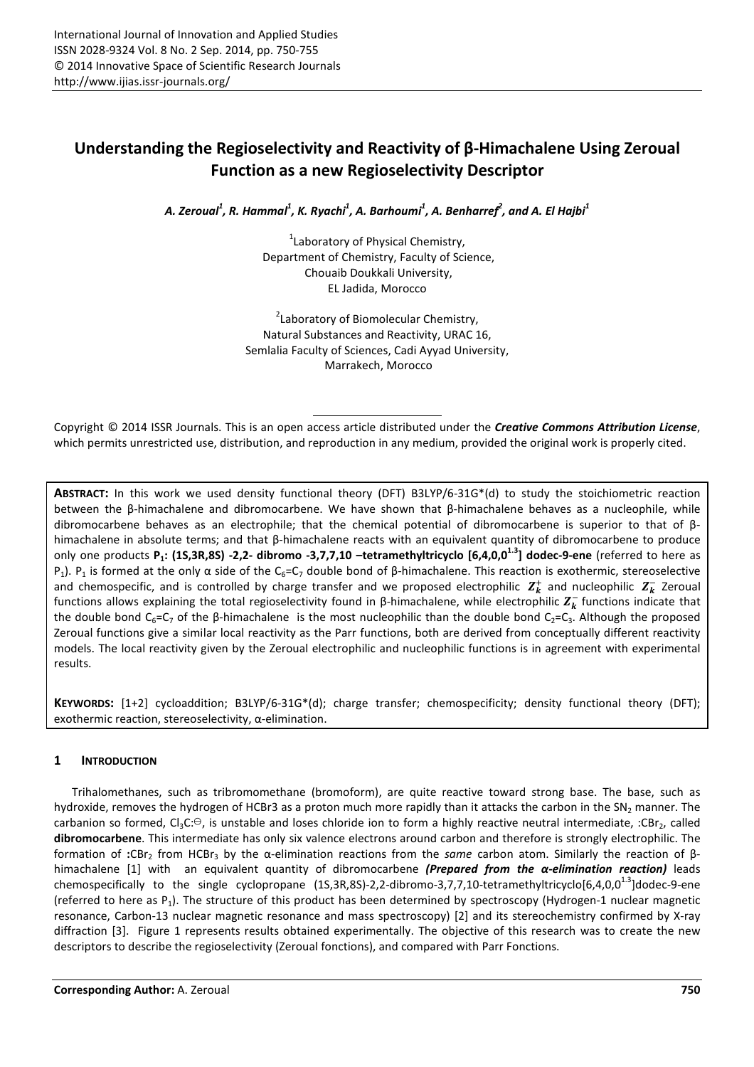International Journal of Innovation and Applied Studies
ISSN 2028-9324 Vol. 8 No. 2 Sep. 2014, pp. 750-755
© 2014 Innovative Space of Scientific Research Journals
http://www.ijias.issr-journals.org/

# Understanding the Regioselectivity and Reactivity of β-Himachalene Using Zeroual Function as a new Regioselectivity Descriptor

***A. Zeroual[1], R. Hammal[1], K. Ryachi[1], A. Barhoumi[1], A. Benharref[2], and A. El Hajbi[1]***

[1]Laboratory of Physical Chemistry,
Department of Chemistry, Faculty of Science,
Chouaib Doukkali University,
EL Jadida, Morocco

[2]Laboratory of Biomolecular Chemistry,
Natural Substances and Reactivity, URAC 16,
Semlalia Faculty of Sciences, Cadi Ayyad University,
Marrakech, Morocco

Copyright © 2014 ISSR Journals. This is an open access article distributed under the ***Creative Commons Attribution License***, which permits unrestricted use, distribution, and reproduction in any medium, provided the original work is properly cited.

**ABSTRACT:** In this work we used density functional theory (DFT) B3LYP/6-31G*(d) to study the stoichiometric reaction between the β-himachalene and dibromocarbene. We have shown that β-himachalene behaves as a nucleophile, while dibromocarbene behaves as an electrophile; that the chemical potential of dibromocarbene is superior to that of β-himachalene in absolute terms; and that β-himachalene reacts with an equivalent quantity of dibromocarbene to produce only one products **$P_1$: (1S,3R,8S) -2,2- dibromo -3,7,7,10 –tetramethyltricyclo [6,4,0,0$^{1.3}$] dodec-9-ene** (referred to here as $P_1$). $P_1$ is formed at the only α side of the $C_6$=$C_7$ double bond of β-himachalene. This reaction is exothermic, stereoselective and chemospecific, and is controlled by charge transfer and we proposed electrophilic $Z_k^+$ and nucleophilic $Z_k^-$ Zeroual functions allows explaining the total regioselectivity found in β-himachalene, while electrophilic $Z_k^-$ functions indicate that the double bond $C_6$=$C_7$ of the β-himachalene is the most nucleophilic than the double bond $C_2$=$C_3$. Although the proposed Zeroual functions give a similar local reactivity as the Parr functions, both are derived from conceptually different reactivity models. The local reactivity given by the Zeroual electrophilic and nucleophilic functions is in agreement with experimental results.

**KEYWORDS:** [1+2] cycloaddition; B3LYP/6-31G*(d); charge transfer; chemospecificity; density functional theory (DFT); exothermic reaction, stereoselectivity, α-elimination.

## 1 INTRODUCTION

Trihalomethanes, such as tribromomethane (bromoform), are quite reactive toward strong base. The base, such as hydroxide, removes the hydrogen of HCBr3 as a proton much more rapidly than it attacks the carbon in the $S_N2$ manner. The carbanion so formed, $Cl_3C$:⊖, is unstable and loses chloride ion to form a highly reactive neutral intermediate, :$CBr_2$, called **dibromocarbene**. This intermediate has only six valence electrons around carbon and therefore is strongly electrophilic. The formation of **:**$CBr_2$ from $HCBr_3$ by the α-elimination reactions from the *same* carbon atom. Similarly the reaction of β-himachalene [1] with an equivalent quantity of dibromocarbene ***(Prepared from the α-elimination reaction)*** leads chemospecifically to the single cyclopropane (1S,3R,8S)-2,2-dibromo-3,7,7,10-tetramethyltricyclo[6,4,0,0$^{1.3}$]dodec-9-ene (referred to here as $P_1$). The structure of this product has been determined by spectroscopy (Hydrogen-1 nuclear magnetic resonance, Carbon-13 nuclear magnetic resonance and mass spectroscopy) [2] and its stereochemistry confirmed by X-ray diffraction [3]. Figure 1 represents results obtained experimentally. The objective of this research was to create the new descriptors to describe the regioselectivity (Zeroual fonctions), and compared with Parr Fonctions.

**Corresponding Author:** A. Zeroual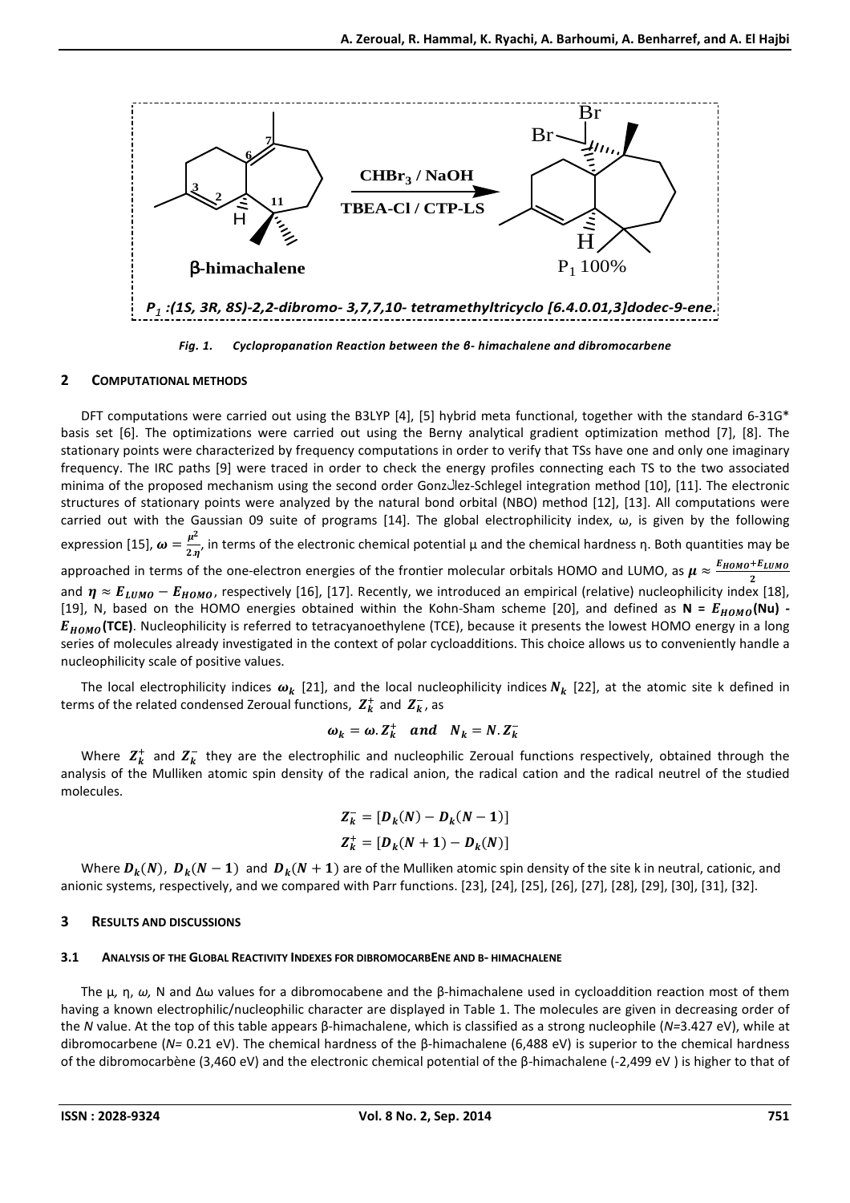*Fig. 1. Cyclopropanation Reaction between the β- himachalene and dibromocarbene*

## 2 COMPUTATIONAL METHODS

DFT computations were carried out using the B3LYP [4], [5] hybrid meta functional, together with the standard 6-31G* basis set [6]. The optimizations were carried out using the Berny analytical gradient optimization method [7], [8]. The stationary points were characterized by frequency computations in order to verify that TSs have one and only one imaginary frequency. The IRC paths [9] were traced in order to check the energy profiles connecting each TS to the two associated minima of the proposed mechanism using the second order Gonzلlez-Schlegel integration method [10], [11]. The electronic structures of stationary points were analyzed by the natural bond orbital (NBO) method [12], [13]. All computations were carried out with the Gaussian 09 suite of programs [14]. The global electrophilicity index, ω, is given by the following expression [15], $\omega = \frac{\mu^2}{2.\eta}$, in terms of the electronic chemical potential μ and the chemical hardness η. Both quantities may be approached in terms of the one-electron energies of the frontier molecular orbitals HOMO and LUMO, as $\mu \approx \frac{E_{HOMO}+E_{LUMO}}{2}$ and $\eta \approx E_{LUMO} - E_{HOMO}$, respectively [16], [17]. Recently, we introduced an empirical (relative) nucleophilicity index [18], [19], N, based on the HOMO energies obtained within the Kohn-Sham scheme [20], and defined as $\mathbf{N} = E_{HOMO}\mathbf{(Nu)} - E_{HOMO}\mathbf{(TCE)}$. Nucleophilicity is referred to tetracyanoethylene (TCE), because it presents the lowest HOMO energy in a long series of molecules already investigated in the context of polar cycloadditions. This choice allows us to conveniently handle a nucleophilicity scale of positive values.

The local electrophilicity indices $\omega_k$ [21], and the local nucleophilicity indices $N_k$ [22], at the atomic site k defined in terms of the related condensed Zeroual functions, $Z_k^+$ and $Z_k^-$, as

$$\omega_k = \omega . Z_k^+ \quad and \quad N_k = N . Z_k^-$$

Where $Z_k^+$ and $Z_k^-$ they are the electrophilic and nucleophilic Zeroual functions respectively, obtained through the analysis of the Mulliken atomic spin density of the radical anion, the radical cation and the radical neutrel of the studied molecules.

$$Z_k^- = [D_k(N) - D_k(N-1)]$$

$$Z_k^+ = [D_k(N+1) - D_k(N)]$$

Where $D_k(N)$, $D_k(N-1)$ and $D_k(N+1)$ are of the Mulliken atomic spin density of the site k in neutral, cationic, and anionic systems, respectively, and we compared with Parr functions. [23], [24], [25], [26], [27], [28], [29], [30], [31], [32].

## 3 RESULTS AND DISCUSSIONS

### 3.1 ANALYSIS OF THE GLOBAL REACTIVITY INDEXES FOR DIBROMOCARBENE AND Β- HIMACHALENE

The μ, η, ω, N and Δω values for a dibromocabene and the β-himachalene used in cycloaddition reaction most of them having a known electrophilic/nucleophilic character are displayed in Table 1. The molecules are given in decreasing order of the *N* value. At the top of this table appears β-himachalene, which is classified as a strong nucleophile (*N*=3.427 eV), while at dibromocarbene (*N*= 0.21 eV). The chemical hardness of the β-himachalene (6,488 eV) is superior to the chemical hardness of the dibromocarbène (3,460 eV) and the electronic chemical potential of the β-himachalene (-2,499 eV ) is higher to that of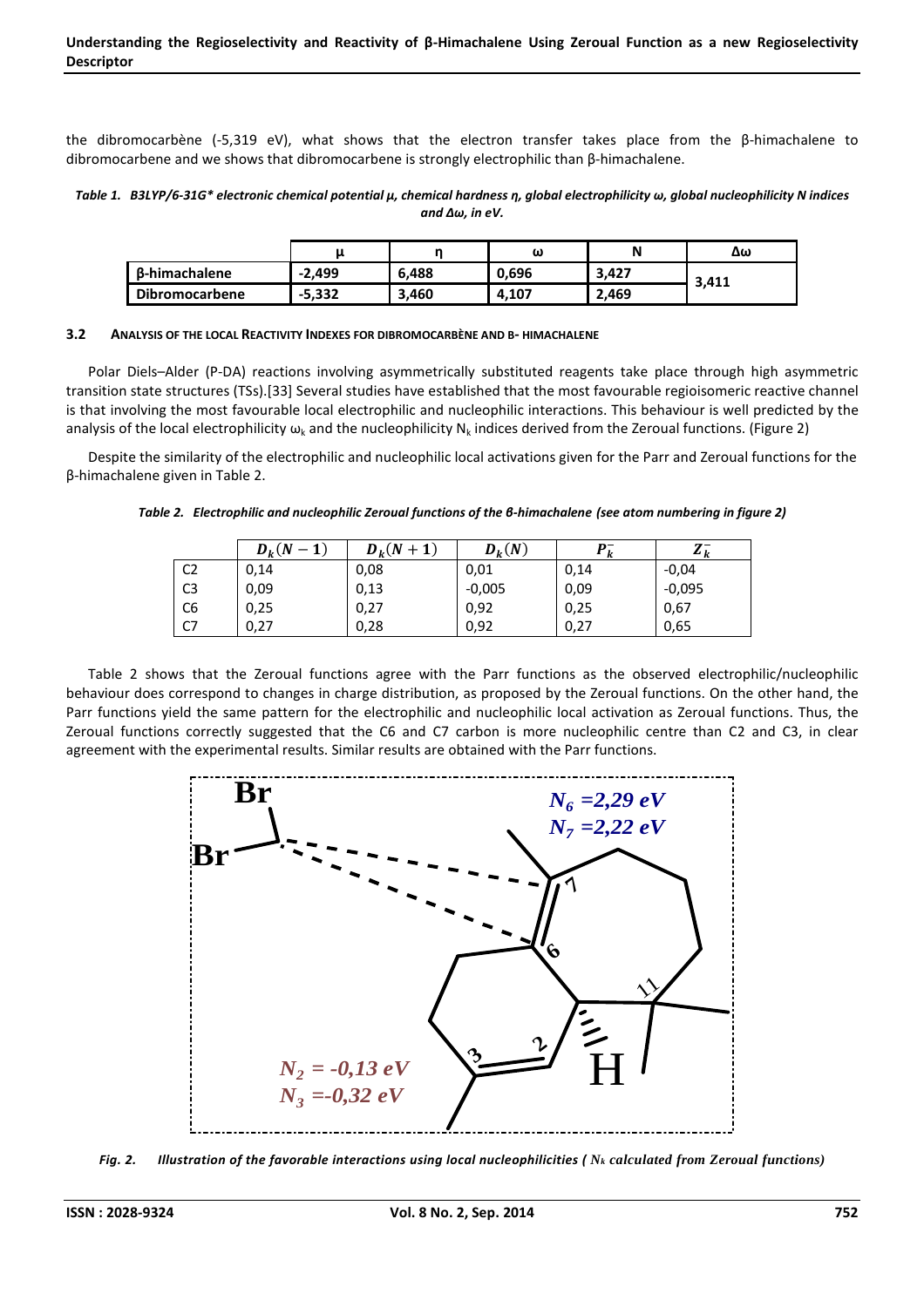the dibromocarbène (-5,319 eV), what shows that the electron transfer takes place from the β-himachalene to dibromocarbene and we shows that dibromocarbene is strongly electrophilic than β-himachalene.

*Table 1. B3LYP/6-31G* electronic chemical potential μ, chemical hardness η, global electrophilicity ω, global nucleophilicity N indices and Δω, in eV.*

| | μ | η | ω | N | Δω |
|---|---|---|---|---|---|
| **β-himachalene** | -2,499 | 6,488 | 0,696 | 3,427 | 3,411 |
| **Dibromocarbene** | -5,332 | 3,460 | 4,107 | 2,469 | |

### 3.2 ANALYSIS OF THE LOCAL REACTIVITY INDEXES FOR DIBROMOCARBÈNE AND Β- HIMACHALENE

Polar Diels–Alder (P-DA) reactions involving asymmetrically substituted reagents take place through high asymmetric transition state structures (TSs).[33] Several studies have established that the most favourable regioisomeric reactive channel is that involving the most favourable local electrophilic and nucleophilic interactions. This behaviour is well predicted by the analysis of the local electrophilicity $\omega_k$ and the nucleophilicity $N_k$ indices derived from the Zeroual functions. (Figure 2)

Despite the similarity of the electrophilic and nucleophilic local activations given for the Parr and Zeroual functions for the β-himachalene given in Table 2.

*Table 2. Electrophilic and nucleophilic Zeroual functions of the β-himachalene (see atom numbering in figure 2)*

| | $D_k(N-1)$ | $D_k(N+1)$ | $D_k(N)$ | $P_k^-$ | $Z_k^-$ |
|---|---|---|---|---|---|
| C2 | 0,14 | 0,08 | 0,01 | 0,14 | -0,04 |
| C3 | 0,09 | 0,13 | -0,005 | 0,09 | -0,095 |
| C6 | 0,25 | 0,27 | 0,92 | 0,25 | 0,67 |
| C7 | 0,27 | 0,28 | 0,92 | 0,27 | 0,65 |

Table 2 shows that the Zeroual functions agree with the Parr functions as the observed electrophilic/nucleophilic behaviour does correspond to changes in charge distribution, as proposed by the Zeroual functions. On the other hand, the Parr functions yield the same pattern for the electrophilic and nucleophilic local activation as Zeroual functions. Thus, the Zeroual functions correctly suggested that the C6 and C7 carbon is more nucleophilic centre than C2 and C3, in clear agreement with the experimental results. Similar results are obtained with the Parr functions.

Br
Br
$N_6$ =2,29 eV
$N_7$ =2,22 eV
7
6
11
3
2
H
$N_2$ = -0,13 eV
$N_3$ =-0,32 eV

*Fig. 2. Illustration of the favorable interactions using local nucleophilicities ( $N_k$ calculated from Zeroual functions)*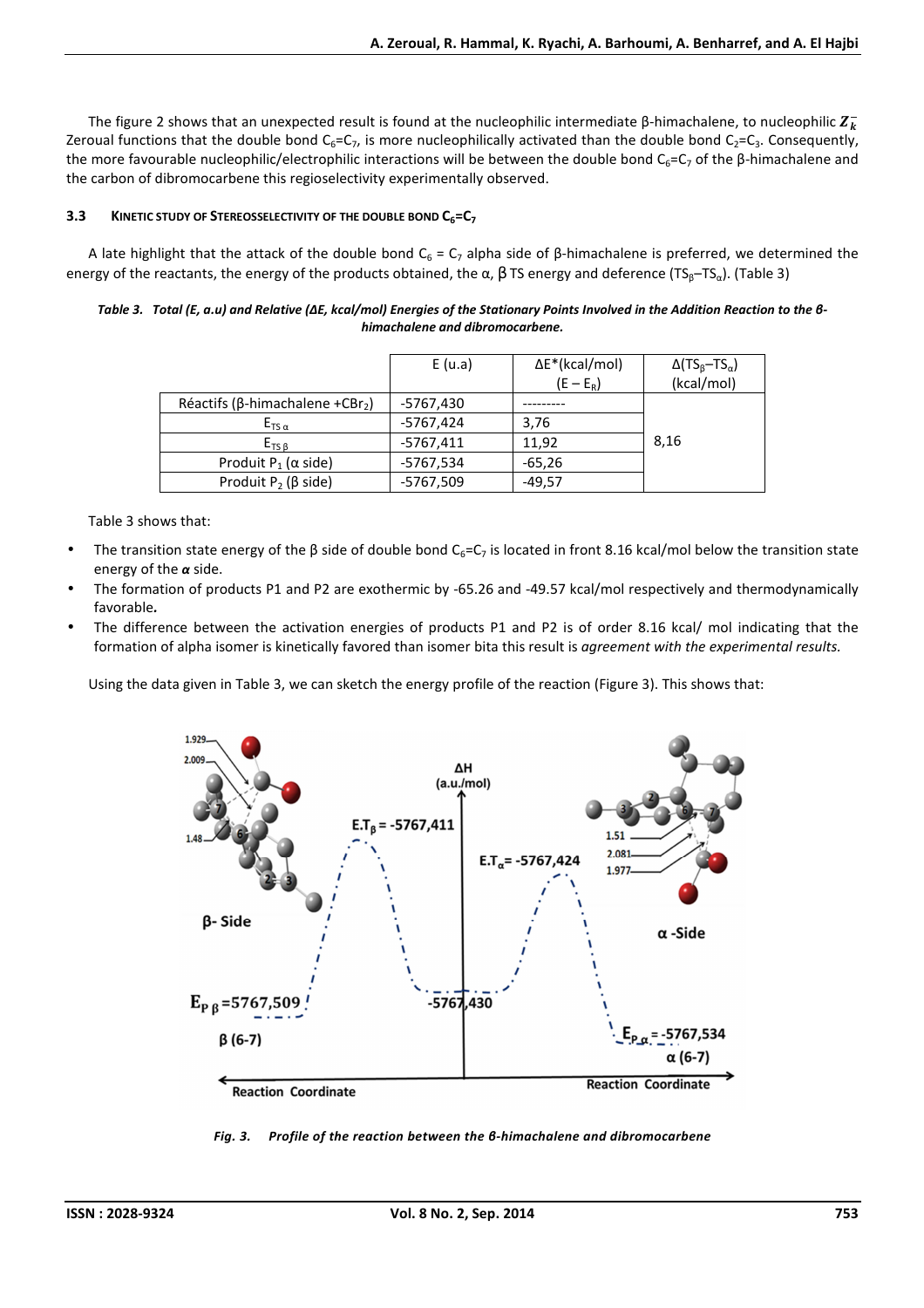The figure 2 shows that an unexpected result is found at the nucleophilic intermediate β-himachalene, to nucleophilic $Z_k^-$ Zeroual functions that the double bond $C_6=C_7$, is more nucleophilically activated than the double bond $C_2=C_3$. Consequently, the more favourable nucleophilic/electrophilic interactions will be between the double bond $C_6=C_7$ of the β-himachalene and the carbon of dibromocarbene this regioselectivity experimentally observed.

### 3.3 KINETIC STUDY OF STEREOSSELECTIVITY OF THE DOUBLE BOND $C_6=C_7$

A late highlight that the attack of the double bond $C_6 = C_7$ alpha side of β-himachalene is preferred, we determined the energy of the reactants, the energy of the products obtained, the α, β TS energy and deference ($TS_β–TS_α$). (Table 3)

*Table 3. Total (E, a.u) and Relative (ΔE, kcal/mol) Energies of the Stationary Points Involved in the Addition Reaction to the β-himachalene and dibromocarbene.*

| | E (u.a) | ΔE*(kcal/mol) ($E – E_R$) | $Δ(TS_β–TS_α)$ (kcal/mol) |
|---|---|---|---|
| Réactifs (β-himachalene +$CBr_2$) | -5767,430 | --------- | 8,16 |
| $E_{TS\ α}$ | -5767,424 | 3,76 | |
| $E_{TS\ β}$ | -5767,411 | 11,92 | |
| Produit $P_1$ (α side) | -5767,534 | -65,26 | |
| Produit $P_2$ (β side) | -5767,509 | -49,57 | |

Table 3 shows that:

- The transition state energy of the β side of double bond $C_6=C_7$ is located in front 8.16 kcal/mol below the transition state energy of the ***α*** side.
- The formation of products P1 and P2 are exothermic by -65.26 and -49.57 kcal/mol respectively and thermodynamically favorable**.**
- The difference between the activation energies of products P1 and P2 is of order 8.16 kcal/ mol indicating that the formation of alpha isomer is kinetically favored than isomer bita this result is *agreement with the experimental results.*

Using the data given in Table 3, we can sketch the energy profile of the reaction (Figure 3). This shows that:

1.929
2.009
1.48
β- Side
E.T$_β$ = -5767,411
ΔH
(a.u./mol)
E.T$_α$= -5767,424
1.51
2.081
1.977
α -Side
E$_{P\ β}$ =5767,509
β (6-7)
-5767,430
E$_{P\ α}$ = -5767,534
α (6-7)
Reaction Coordinate
Reaction Coordinate

*Fig. 3. Profile of the reaction between the β-himachalene and dibromocarbene*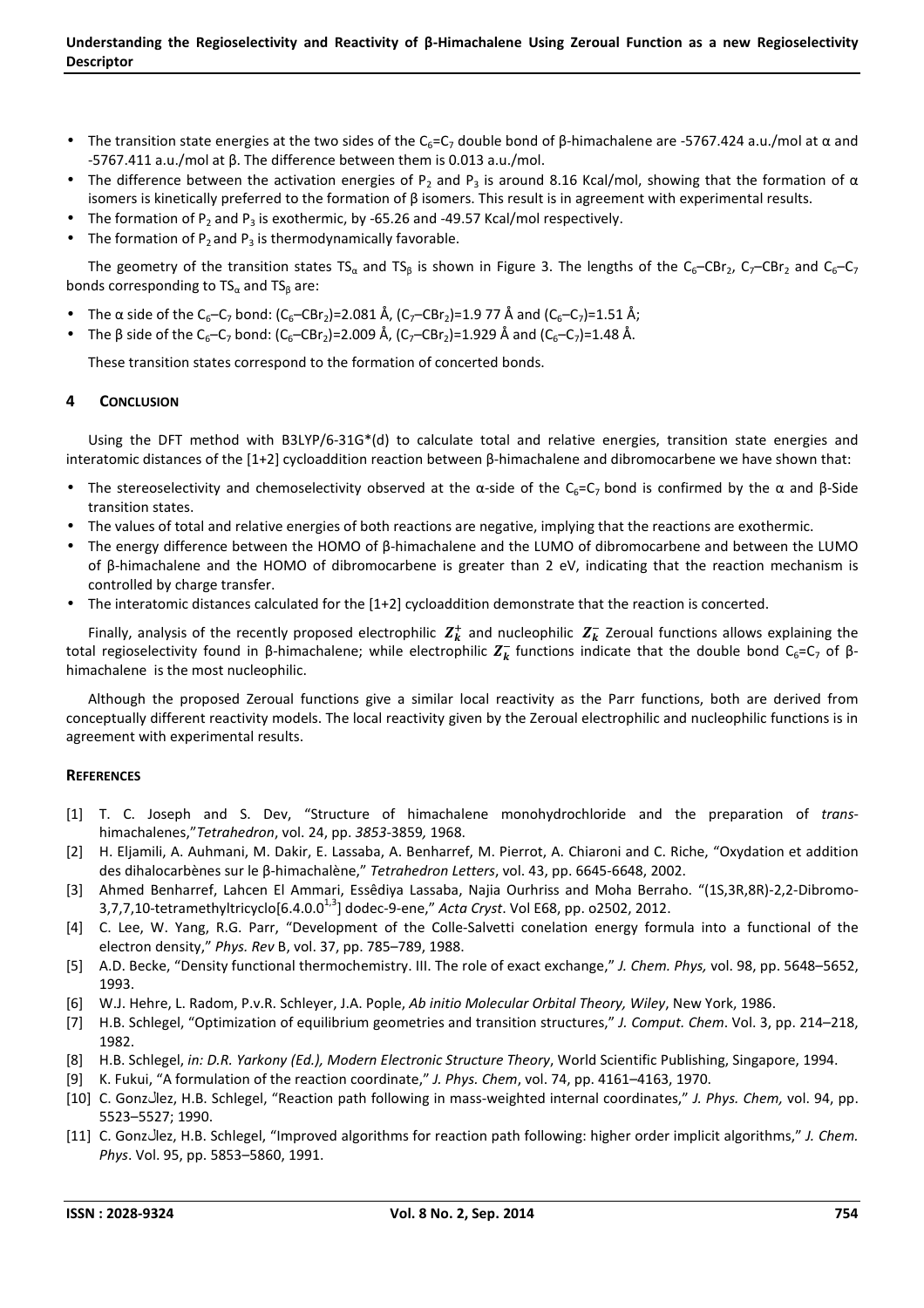- The transition state energies at the two sides of the $C_6$=$C_7$ double bond of β-himachalene are -5767.424 a.u./mol at α and -5767.411 a.u./mol at β. The difference between them is 0.013 a.u./mol.
- The difference between the activation energies of $P_2$ and $P_3$ is around 8.16 Kcal/mol, showing that the formation of α isomers is kinetically preferred to the formation of β isomers. This result is in agreement with experimental results.
- The formation of $P_2$ and $P_3$ is exothermic, by -65.26 and -49.57 Kcal/mol respectively.
- The formation of $P_2$ and $P_3$ is thermodynamically favorable.

The geometry of the transition states $TS_\alpha$ and $TS_\beta$ is shown in Figure 3. The lengths of the $C_6$–$CBr_2$, $C_7$–$CBr_2$ and $C_6$–$C_7$ bonds corresponding to $TS_\alpha$ and $TS_\beta$ are:

- The α side of the $C_6$–$C_7$ bond: ($C_6$–$CBr_2$)=2.081 Å, ($C_7$–$CBr_2$)=1.9 77 Å and ($C_6$–$C_7$)=1.51 Å;
- The β side of the $C_6$–$C_7$ bond: ($C_6$–$CBr_2$)=2.009 Å, ($C_7$–$CBr_2$)=1.929 Å and ($C_6$–$C_7$)=1.48 Å.

These transition states correspond to the formation of concerted bonds.

## 4 CONCLUSION

Using the DFT method with B3LYP/6-31G*(d) to calculate total and relative energies, transition state energies and interatomic distances of the [1+2] cycloaddition reaction between β-himachalene and dibromocarbene we have shown that:

- The stereoselectivity and chemoselectivity observed at the α-side of the $C_6$=$C_7$ bond is confirmed by the α and β-Side transition states.
- The values of total and relative energies of both reactions are negative, implying that the reactions are exothermic.
- The energy difference between the HOMO of β-himachalene and the LUMO of dibromocarbene and between the LUMO of β-himachalene and the HOMO of dibromocarbene is greater than 2 eV, indicating that the reaction mechanism is controlled by charge transfer.
- The interatomic distances calculated for the [1+2] cycloaddition demonstrate that the reaction is concerted.

Finally, analysis of the recently proposed electrophilic $\boldsymbol{Z_k^+}$ and nucleophilic $\boldsymbol{Z_k^-}$ Zeroual functions allows explaining the total regioselectivity found in β-himachalene; while electrophilic $\boldsymbol{Z_k^-}$ functions indicate that the double bond $C_6$=$C_7$ of β-himachalene is the most nucleophilic.

Although the proposed Zeroual functions give a similar local reactivity as the Parr functions, both are derived from conceptually different reactivity models. The local reactivity given by the Zeroual electrophilic and nucleophilic functions is in agreement with experimental results.

## REFERENCES

[1] T. C. Joseph and S. Dev, "Structure of himachalene monohydrochloride and the preparation of *trans*-himachalenes,"*Tetrahedron*, vol. 24, pp. *3853*-3859*,* 1968.

[2] H. Eljamili, A. Auhmani, M. Dakir, E. Lassaba, A. Benharref, M. Pierrot, A. Chiaroni and C. Riche, "Oxydation et addition des dihalocarbènes sur le β-himachalène," *Tetrahedron Letters*, vol. 43, pp. 6645-6648, 2002.

[3] Ahmed Benharref, Lahcen El Ammari, Essêdiya Lassaba, Najia Ourhriss and Moha Berraho. "(1S,3R,8R)-2,2-Dibromo-3,7,7,10-tetramethyltricyclo[6.4.0.0$^{1,3}$] dodec-9-ene," *Acta Cryst*. Vol E68, pp. o2502, 2012.

[4] C. Lee, W. Yang, R.G. Parr, "Development of the Colle-Salvetti conelation energy formula into a functional of the electron density," *Phys. Rev* B, vol. 37, pp. 785–789, 1988.

[5] A.D. Becke, "Density functional thermochemistry. III. The role of exact exchange," *J. Chem. Phys,* vol. 98, pp. 5648–5652, 1993.

[6] W.J. Hehre, L. Radom, P.v.R. Schleyer, J.A. Pople, *Ab initio Molecular Orbital Theory, Wiley*, New York, 1986.

[7] H.B. Schlegel, "Optimization of equilibrium geometries and transition structures," *J. Comput. Chem*. Vol. 3, pp. 214–218, 1982.

[8] H.B. Schlegel, *in: D.R. Yarkony (Ed.), Modern Electronic Structure Theory*, World Scientific Publishing, Singapore, 1994.

[9] K. Fukui, "A formulation of the reaction coordinate," *J. Phys. Chem*, vol. 74, pp. 4161–4163, 1970.

[10] C. GonzՎlez, H.B. Schlegel, "Reaction path following in mass-weighted internal coordinates," *J. Phys. Chem,* vol. 94, pp. 5523–5527; 1990.

[11] C. GonzՎlez, H.B. Schlegel, "Improved algorithms for reaction path following: higher order implicit algorithms," *J. Chem. Phys*. Vol. 95, pp. 5853–5860, 1991.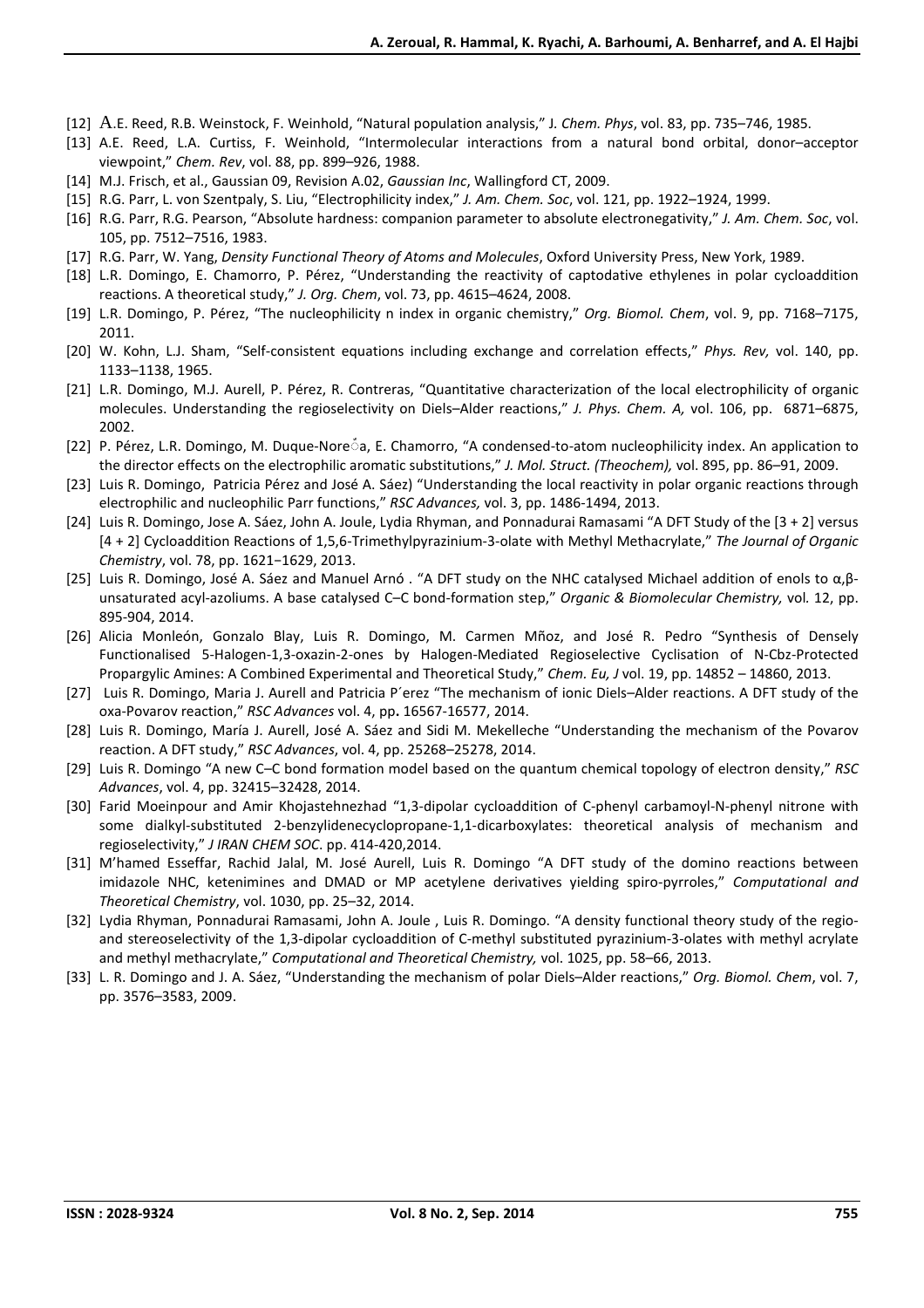[12] A.E. Reed, R.B. Weinstock, F. Weinhold, "Natural population analysis," J. *Chem. Phys*, vol. 83, pp. 735–746, 1985.

[13] A.E. Reed, L.A. Curtiss, F. Weinhold, "Intermolecular interactions from a natural bond orbital, donor–acceptor viewpoint," *Chem. Rev*, vol. 88, pp. 899–926, 1988.

[14] M.J. Frisch, et al., Gaussian 09, Revision A.02, *Gaussian Inc*, Wallingford CT, 2009.

[15] R.G. Parr, L. von Szentpaly, S. Liu, "Electrophilicity index," *J. Am. Chem. Soc*, vol. 121, pp. 1922–1924, 1999.

[16] R.G. Parr, R.G. Pearson, "Absolute hardness: companion parameter to absolute electronegativity," *J. Am. Chem. Soc*, vol. 105, pp. 7512–7516, 1983.

[17] R.G. Parr, W. Yang, *Density Functional Theory of Atoms and Molecules*, Oxford University Press, New York, 1989.

[18] L.R. Domingo, E. Chamorro, P. Pérez, "Understanding the reactivity of captodative ethylenes in polar cycloaddition reactions. A theoretical study," *J. Org. Chem*, vol. 73, pp. 4615–4624, 2008.

[19] L.R. Domingo, P. Pérez, "The nucleophilicity n index in organic chemistry," *Org. Biomol. Chem*, vol. 9, pp. 7168–7175, 2011.

[20] W. Kohn, L.J. Sham, "Self-consistent equations including exchange and correlation effects," *Phys. Rev,* vol. 140, pp. 1133–1138, 1965.

[21] L.R. Domingo, M.J. Aurell, P. Pérez, R. Contreras, "Quantitative characterization of the local electrophilicity of organic molecules. Understanding the regioselectivity on Diels–Alder reactions," *J. Phys. Chem. A,* vol. 106, pp. 6871–6875, 2002.

[22] P. Pérez, L.R. Domingo, M. Duque-Noreña, E. Chamorro, "A condensed-to-atom nucleophilicity index. An application to the director effects on the electrophilic aromatic substitutions," *J. Mol. Struct. (Theochem),* vol. 895, pp. 86–91, 2009.

[23] Luis R. Domingo, Patricia Pérez and José A. Sáez) "Understanding the local reactivity in polar organic reactions through electrophilic and nucleophilic Parr functions," *RSC Advances,* vol. 3, pp. 1486-1494, 2013.

[24] Luis R. Domingo, Jose A. Sáez, John A. Joule, Lydia Rhyman, and Ponnadurai Ramasami "A DFT Study of the [3 + 2] versus [4 + 2] Cycloaddition Reactions of 1,5,6-Trimethylpyrazinium-3-olate with Methyl Methacrylate," *The Journal of Organic Chemistry*, vol. 78, pp. 1621−1629, 2013.

[25] Luis R. Domingo, José A. Sáez and Manuel Arnó . "A DFT study on the NHC catalysed Michael addition of enols to α,β-unsaturated acyl-azoliums. A base catalysed C–C bond-formation step," *Organic & Biomolecular Chemistry,* vol. 12, pp. 895-904, 2014.

[26] Alicia Monleón, Gonzalo Blay, Luis R. Domingo, M. Carmen Mñoz, and José R. Pedro "Synthesis of Densely Functionalised 5-Halogen-1,3-oxazin-2-ones by Halogen-Mediated Regioselective Cyclisation of N-Cbz-Protected Propargylic Amines: A Combined Experimental and Theoretical Study," *Chem. Eu, J* vol. 19, pp. 14852 – 14860, 2013.

[27] Luis R. Domingo, Maria J. Aurell and Patricia P´erez "The mechanism of ionic Diels–Alder reactions. A DFT study of the oxa-Povarov reaction," *RSC Advances* vol. 4, pp**.** 16567-16577, 2014.

[28] Luis R. Domingo, María J. Aurell, José A. Sáez and Sidi M. Mekelleche "Understanding the mechanism of the Povarov reaction. A DFT study," *RSC Advances*, vol. 4, pp. 25268–25278, 2014.

[29] Luis R. Domingo "A new C–C bond formation model based on the quantum chemical topology of electron density," *RSC Advances*, vol. 4, pp. 32415–32428, 2014.

[30] Farid Moeinpour and Amir Khojastehnezhad "1,3-dipolar cycloaddition of C-phenyl carbamoyl-N-phenyl nitrone with some dialkyl-substituted 2-benzylidenecyclopropane-1,1-dicarboxylates: theoretical analysis of mechanism and regioselectivity," *J IRAN CHEM SOC*. pp. 414-420,2014.

[31] M'hamed Esseffar, Rachid Jalal, M. José Aurell, Luis R. Domingo "A DFT study of the domino reactions between imidazole NHC, ketenimines and DMAD or MP acetylene derivatives yielding spiro-pyrroles," *Computational and Theoretical Chemistry*, vol. 1030, pp. 25–32, 2014.

[32] Lydia Rhyman, Ponnadurai Ramasami, John A. Joule , Luis R. Domingo. "A density functional theory study of the regio- and stereoselectivity of the 1,3-dipolar cycloaddition of C-methyl substituted pyrazinium-3-olates with methyl acrylate and methyl methacrylate," *Computational and Theoretical Chemistry,* vol. 1025, pp. 58–66, 2013.

[33] L. R. Domingo and J. A. Sáez, "Understanding the mechanism of polar Diels–Alder reactions," *Org. Biomol. Chem*, vol. 7, pp. 3576–3583, 2009.